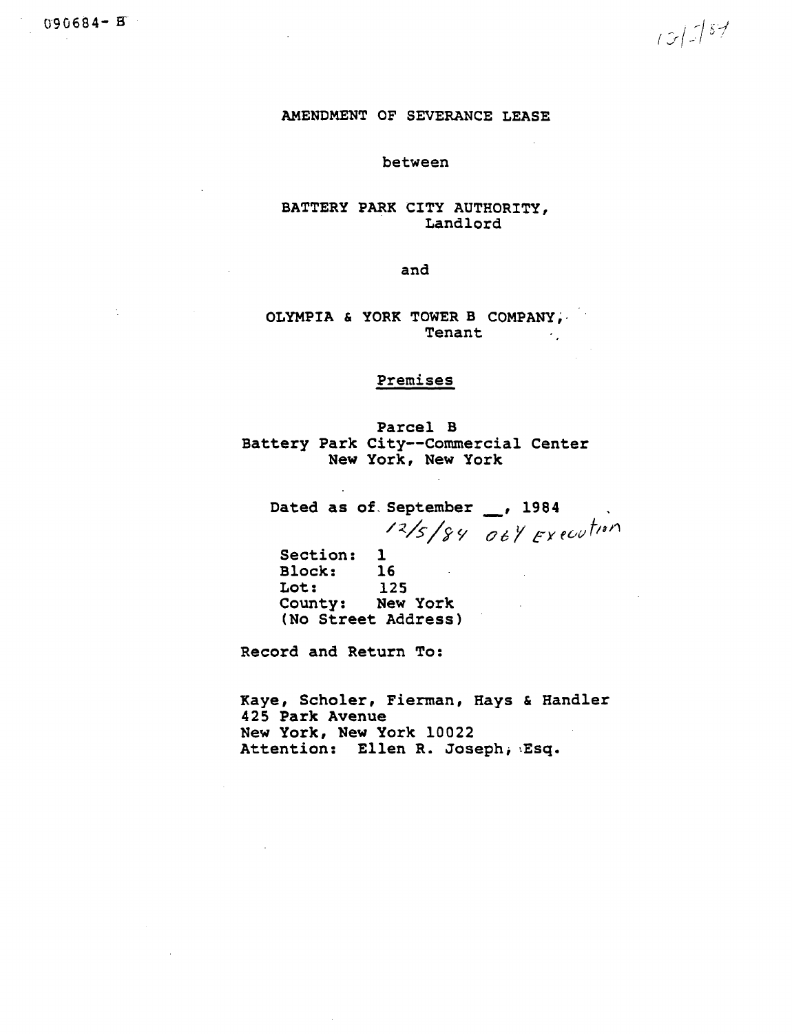090684- B

12/5/84

# AMENDMENT OF SEVERANCE LEASE

between

BATTERY PARK CITY AUTHORITY,
Landlord

and

OLYMPIA & YORK TOWER B COMPANY,
Tenant

## Premises

Parcel B
Battery Park City--Commercial Center
New York, New York

Dated as of September __, 1984

12/5/84 O&Y Execution

Section: 1
Block: 16
Lot: 125
County: New York
(No Street Address)

Record and Return To:

Kaye, Scholer, Fierman, Hays & Handler
425 Park Avenue
New York, New York 10022
Attention: Ellen R. Joseph, Esq.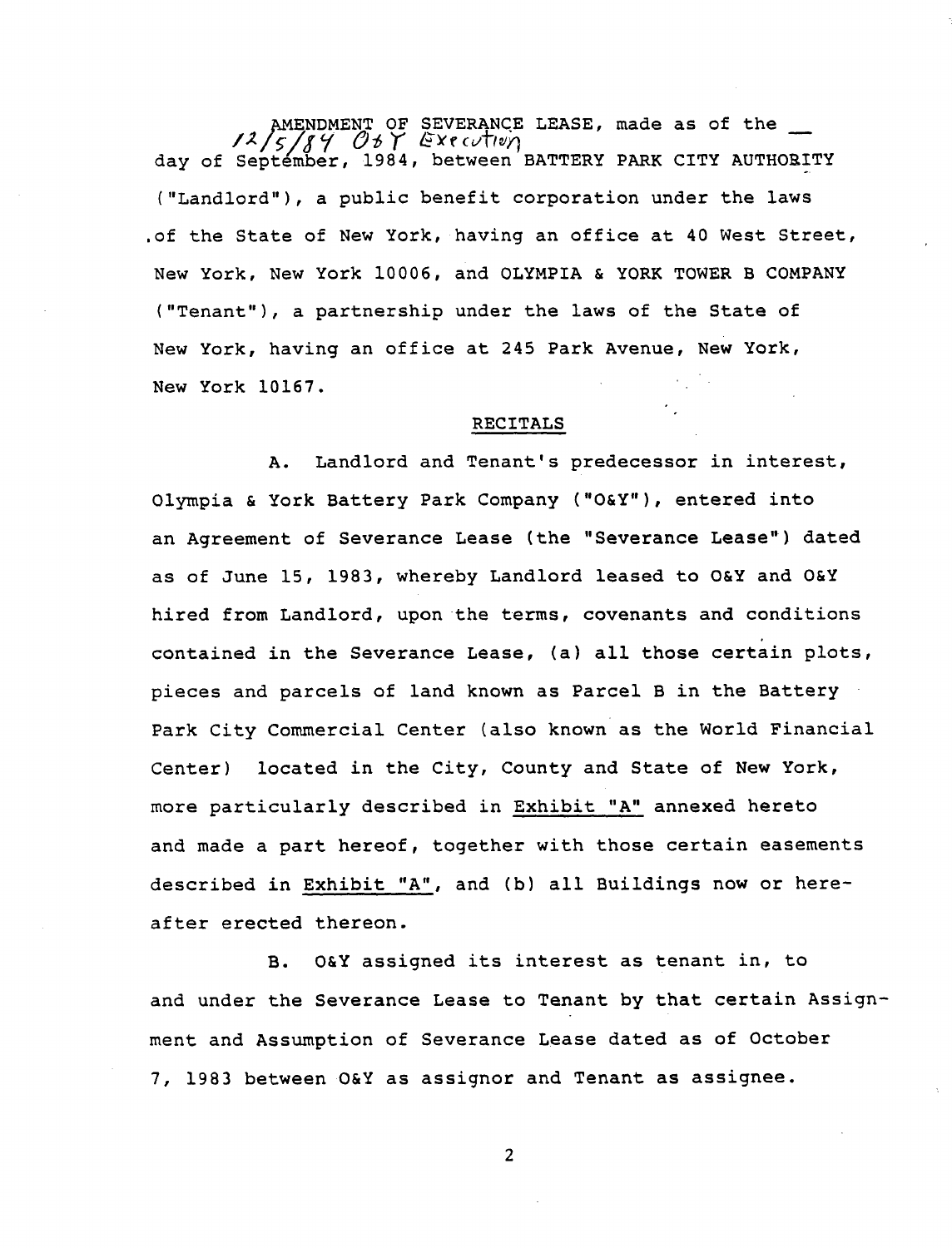AMENDMENT OF SEVERANCE LEASE, made as of the __ 12/5/84 O&Y Execution day of September, 1984, between BATTERY PARK CITY AUTHORITY ("Landlord"), a public benefit corporation under the laws of the State of New York, having an office at 40 West Street, New York, New York 10006, and OLYMPIA & YORK TOWER B COMPANY ("Tenant"), a partnership under the laws of the State of New York, having an office at 245 Park Avenue, New York, New York 10167.

## RECITALS

A. Landlord and Tenant's predecessor in interest, Olympia & York Battery Park Company ("O&Y"), entered into an Agreement of Severance Lease (the "Severance Lease") dated as of June 15, 1983, whereby Landlord leased to O&Y and O&Y hired from Landlord, upon the terms, covenants and conditions contained in the Severance Lease, (a) all those certain plots, pieces and parcels of land known as Parcel B in the Battery Park City Commercial Center (also known as the World Financial Center) located in the City, County and State of New York, more particularly described in Exhibit "A" annexed hereto and made a part hereof, together with those certain easements described in Exhibit "A", and (b) all Buildings now or hereafter erected thereon.

B. O&Y assigned its interest as tenant in, to and under the Severance Lease to Tenant by that certain Assignment and Assumption of Severance Lease dated as of October 7, 1983 between O&Y as assignor and Tenant as assignee.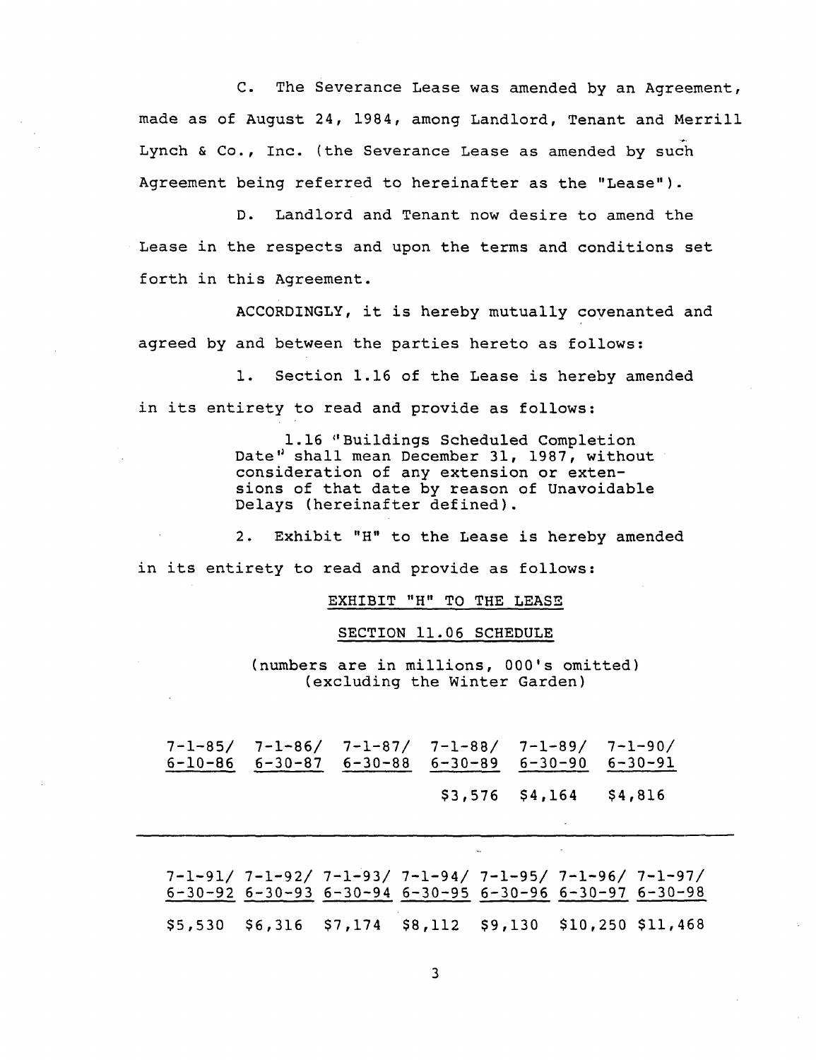C. The Severance Lease was amended by an Agreement, made as of August 24, 1984, among Landlord, Tenant and Merrill Lynch & Co., Inc. (the Severance Lease as amended by such Agreement being referred to hereinafter as the "Lease").

D. Landlord and Tenant now desire to amend the Lease in the respects and upon the terms and conditions set forth in this Agreement.

ACCORDINGLY, it is hereby mutually covenanted and agreed by and between the parties hereto as follows:

1. Section 1.16 of the Lease is hereby amended in its entirety to read and provide as follows:

> 1.16 "Buildings Scheduled Completion Date" shall mean December 31, 1987, without consideration of any extension or extensions of that date by reason of Unavoidable Delays (hereinafter defined).

2. Exhibit "H" to the Lease is hereby amended in its entirety to read and provide as follows:

EXHIBIT "H" TO THE LEASE

SECTION 11.06 SCHEDULE

(numbers are in millions, 000's omitted)
(excluding the Winter Garden)

| 7-1-85/ 6-10-86 | 7-1-86/ 6-30-87 | 7-1-87/ 6-30-88 | 7-1-88/ 6-30-89 | 7-1-89/ 6-30-90 | 7-1-90/ 6-30-91 |
|---|---|---|---|---|---|
| | | | $3,576 | $4,164 | $4,816 |

| 7-1-91/ 6-30-92 | 7-1-92/ 6-30-93 | 7-1-93/ 6-30-94 | 7-1-94/ 6-30-95 | 7-1-95/ 6-30-96 | 7-1-96/ 6-30-97 | 7-1-97/ 6-30-98 |
|---|---|---|---|---|---|---|
| $5,530 | $6,316 | $7,174 | $8,112 | $9,130 | $10,250 | $11,468 |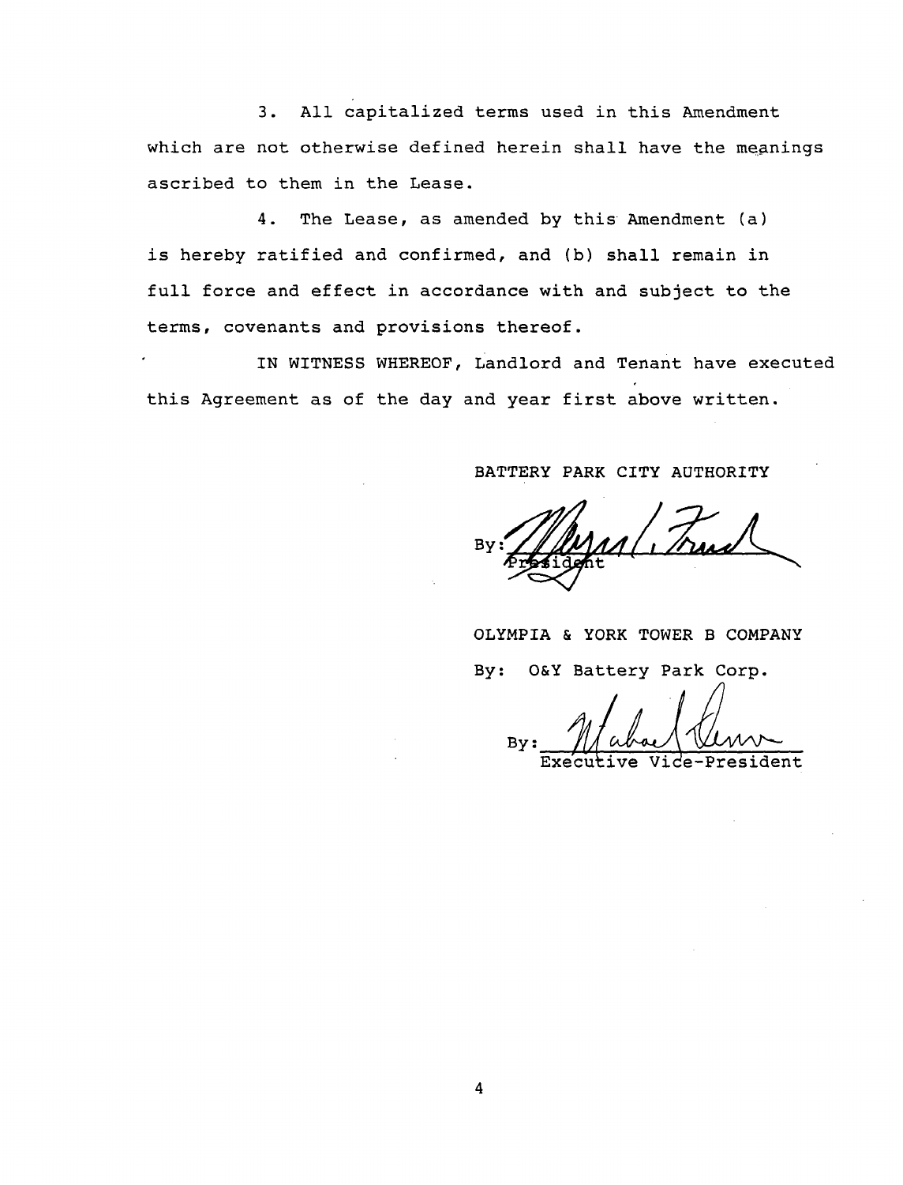3. All capitalized terms used in this Amendment which are not otherwise defined herein shall have the meanings ascribed to them in the Lease.

4. The Lease, as amended by this Amendment (a) is hereby ratified and confirmed, and (b) shall remain in full force and effect in accordance with and subject to the terms, covenants and provisions thereof.

IN WITNESS WHEREOF, Landlord and Tenant have executed this Agreement as of the day and year first above written.

BATTERY PARK CITY AUTHORITY

By: ______________________
President

OLYMPIA & YORK TOWER B COMPANY

By: O&Y Battery Park Corp.

By: ______________________
Executive Vice-President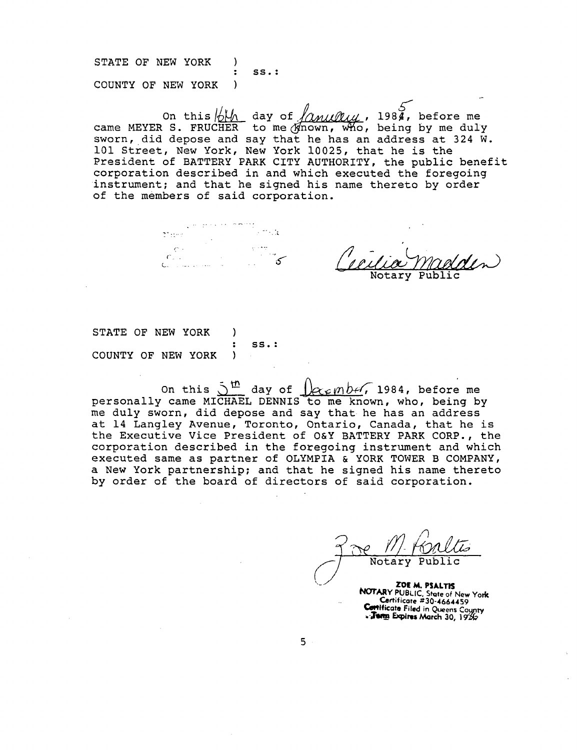STATE OF NEW YORK )
: ss.:
COUNTY OF NEW YORK )

On this 16th day of January, 1985, before me came MEYER S. FRUCHER to me known, who, being by me duly sworn, did depose and say that he has an address at 324 W. 101 Street, New York, New York 10025, that he is the President of BATTERY PARK CITY AUTHORITY, the public benefit corporation described in and which executed the foregoing instrument; and that he signed his name thereto by order of the members of said corporation.

Cecilia Madden
Notary Public

STATE OF NEW YORK )
: ss.:
COUNTY OF NEW YORK )

On this 5th day of December, 1984, before me personally came MICHAEL DENNIS to me known, who, being by me duly sworn, did depose and say that he has an address at 14 Langley Avenue, Toronto, Ontario, Canada, that he is the Executive Vice President of O&Y BATTERY PARK CORP., the corporation described in the foregoing instrument and which executed same as partner of OLYMPIA & YORK TOWER B COMPANY, a New York partnership; and that he signed his name thereto by order of the board of directors of said corporation.

Zoe M. Psaltis
Notary Public

ZOE M. PSALTIS
NOTARY PUBLIC, State of New York
Certificate #30-4664459
Certificate Filed in Queens County
Term Expires March 30, 1986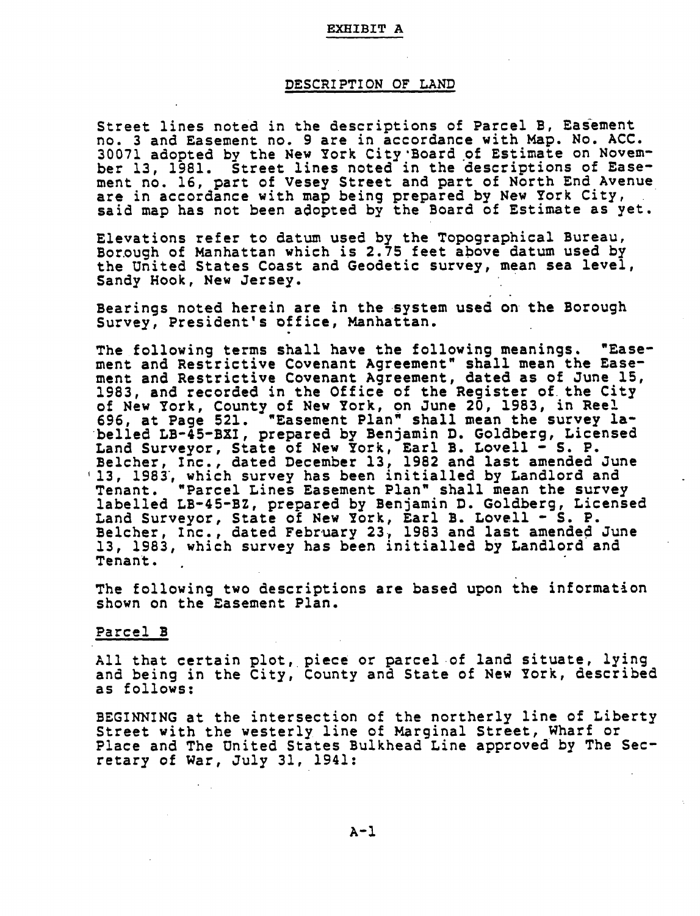# EXHIBIT A

## DESCRIPTION OF LAND

Street lines noted in the descriptions of Parcel B, Easement no. 3 and Easement no. 9 are in accordance with Map. No. ACC. 30071 adopted by the New York City Board of Estimate on November 13, 1981. Street lines noted in the descriptions of Easement no. 16, part of Vesey Street and part of North End Avenue are in accordance with map being prepared by New York City, said map has not been adopted by the Board of Estimate as yet.

Elevations refer to datum used by the Topographical Bureau, Borough of Manhattan which is 2.75 feet above datum used by the United States Coast and Geodetic survey, mean sea level, Sandy Hook, New Jersey.

Bearings noted herein are in the system used on the Borough Survey, President's office, Manhattan.

The following terms shall have the following meanings. "Easement and Restrictive Covenant Agreement" shall mean the Easement and Restrictive Covenant Agreement, dated as of June 15, 1983, and recorded in the Office of the Register of the City of New York, County of New York, on June 20, 1983, in Reel 696, at Page 521. "Easement Plan" shall mean the survey labelled LB-45-BXI, prepared by Benjamin D. Goldberg, Licensed Land Surveyor, State of New York, Earl B. Lovell - S. P. Belcher, Inc., dated December 13, 1982 and last amended June 13, 1983, which survey has been initialled by Landlord and Tenant. "Parcel Lines Easement Plan" shall mean the survey labelled LB-45-BZ, prepared by Benjamin D. Goldberg, Licensed Land Surveyor, State of New York, Earl B. Lovell - S. P. Belcher, Inc., dated February 23, 1983 and last amended June 13, 1983, which survey has been initialled by Landlord and Tenant.

The following two descriptions are based upon the information shown on the Easement Plan.

### Parcel B

All that certain plot, piece or parcel of land situate, lying and being in the City, County and State of New York, described as follows:

BEGINNING at the intersection of the northerly line of Liberty Street with the westerly line of Marginal Street, Wharf or Place and The United States Bulkhead Line approved by The Secretary of War, July 31, 1941: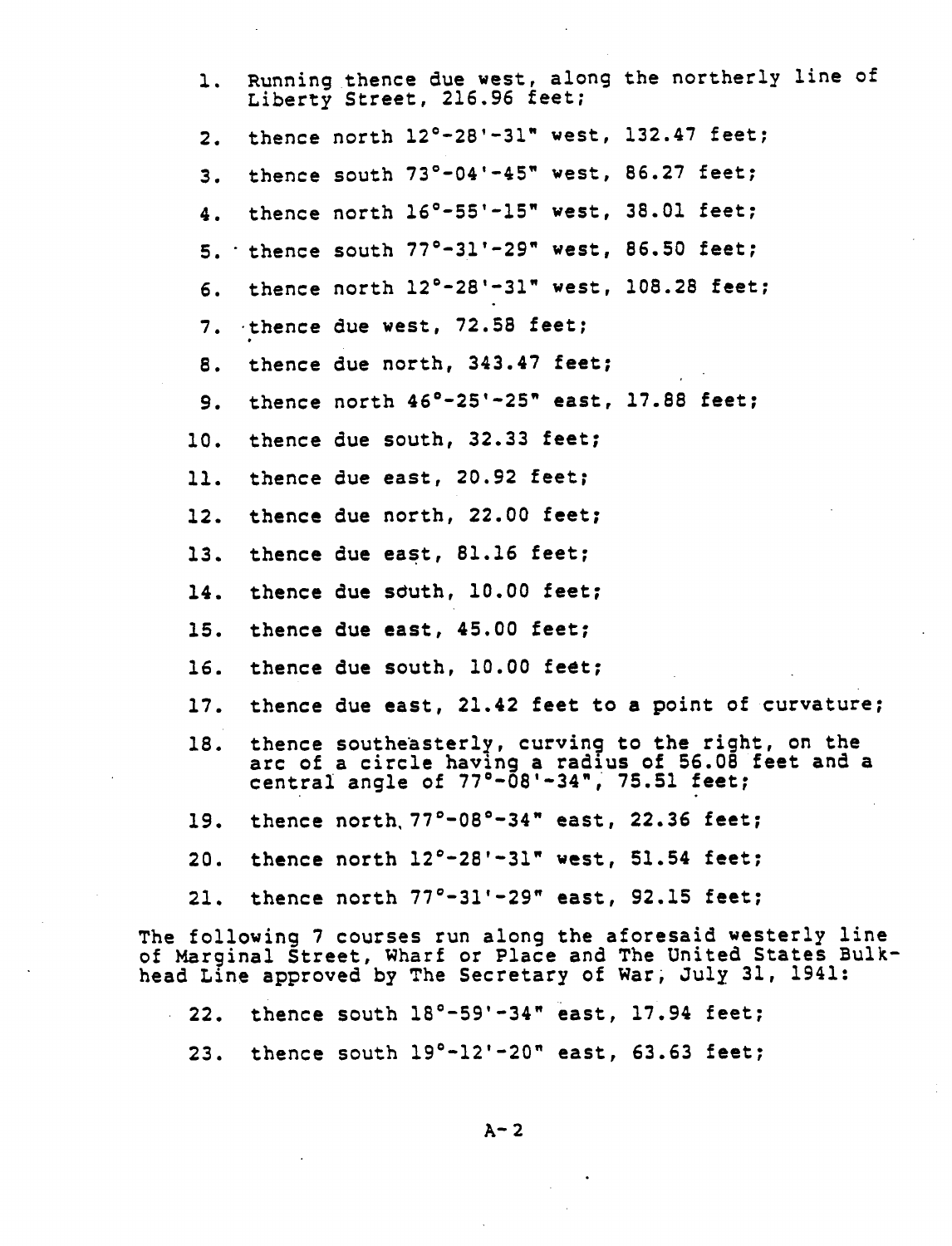1. Running thence due west, along the northerly line of Liberty Street, 216.96 feet;
2. thence north 12°-28'-31" west, 132.47 feet;
3. thence south 73°-04'-45" west, 86.27 feet;
4. thence north 16°-55'-15" west, 38.01 feet;
5. thence south 77°-31'-29" west, 86.50 feet;
6. thence north 12°-28'-31" west, 108.28 feet;
7. thence due west, 72.58 feet;
8. thence due north, 343.47 feet;
9. thence north 46°-25'-25" east, 17.88 feet;
10. thence due south, 32.33 feet;
11. thence due east, 20.92 feet;
12. thence due north, 22.00 feet;
13. thence due east, 81.16 feet;
14. thence due south, 10.00 feet;
15. thence due east, 45.00 feet;
16. thence due south, 10.00 feet;
17. thence due east, 21.42 feet to a point of curvature;
18. thence southeasterly, curving to the right, on the arc of a circle having a radius of 56.08 feet and a central angle of 77°-08'-34", 75.51 feet;
19. thence north, 77°-08°-34" east, 22.36 feet;
20. thence north 12°-28'-31" west, 51.54 feet;
21. thence north 77°-31'-29" east, 92.15 feet;

The following 7 courses run along the aforesaid westerly line of Marginal Street, Wharf or Place and The United States Bulkhead Line approved by The Secretary of War, July 31, 1941:

22. thence south 18°-59'-34" east, 17.94 feet;
23. thence south 19°-12'-20" east, 63.63 feet;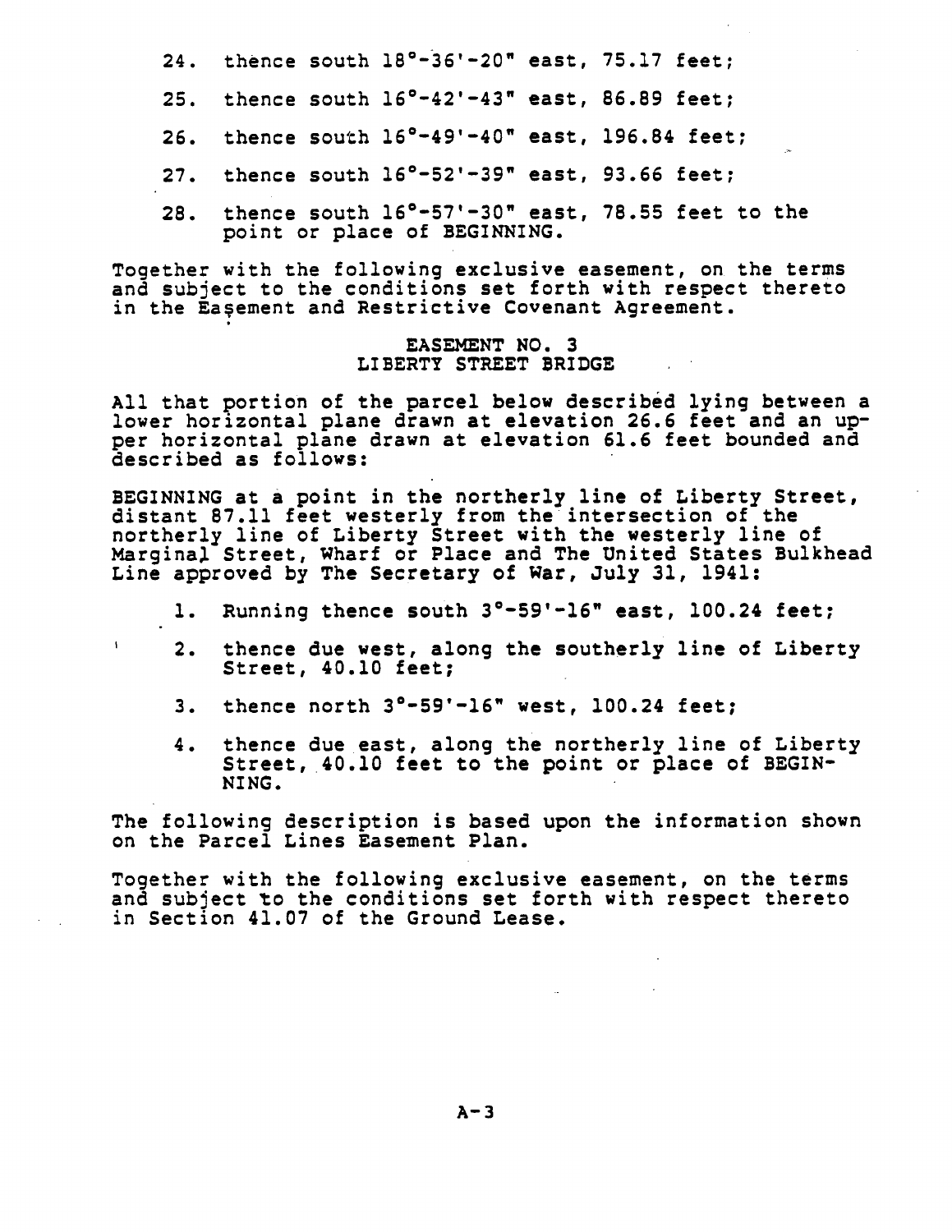24. thence south 18°-36'-20" east, 75.17 feet;

25. thence south 16°-42'-43" east, 86.89 feet;

26. thence south 16°-49'-40" east, 196.84 feet;

27. thence south 16°-52'-39" east, 93.66 feet;

28. thence south 16°-57'-30" east, 78.55 feet to the point or place of BEGINNING.

Together with the following exclusive easement, on the terms and subject to the conditions set forth with respect thereto in the Easement and Restrictive Covenant Agreement.

### EASEMENT NO. 3
### LIBERTY STREET BRIDGE

All that portion of the parcel below described lying between a lower horizontal plane drawn at elevation 26.6 feet and an upper horizontal plane drawn at elevation 61.6 feet bounded and described as follows:

BEGINNING at a point in the northerly line of Liberty Street, distant 87.11 feet westerly from the intersection of the northerly line of Liberty Street with the westerly line of Marginal Street, Wharf or Place and The United States Bulkhead Line approved by The Secretary of War, July 31, 1941:

1. Running thence south 3°-59'-16" east, 100.24 feet;

2. thence due west, along the southerly line of Liberty Street, 40.10 feet;

3. thence north 3°-59'-16" west, 100.24 feet;

4. thence due east, along the northerly line of Liberty Street, 40.10 feet to the point or place of BEGINNING.

The following description is based upon the information shown on the Parcel Lines Easement Plan.

Together with the following exclusive easement, on the terms and subject to the conditions set forth with respect thereto in Section 41.07 of the Ground Lease.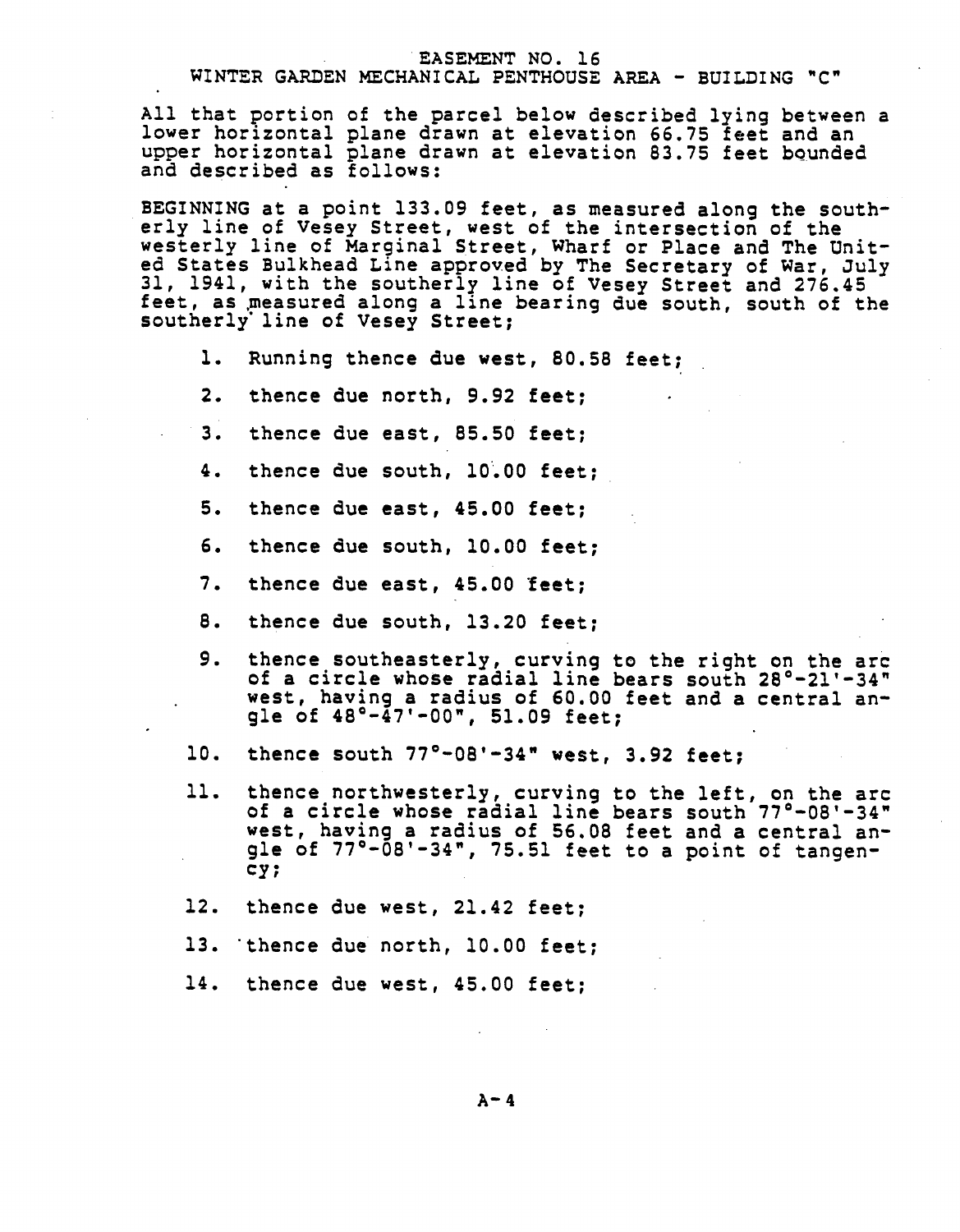# EASEMENT NO. 16
## WINTER GARDEN MECHANICAL PENTHOUSE AREA - BUILDING "C"

All that portion of the parcel below described lying between a lower horizontal plane drawn at elevation 66.75 feet and an upper horizontal plane drawn at elevation 83.75 feet bounded and described as follows:

BEGINNING at a point 133.09 feet, as measured along the southerly line of Vesey Street, west of the intersection of the westerly line of Marginal Street, Wharf or Place and The United States Bulkhead Line approved by The Secretary of War, July 31, 1941, with the southerly line of Vesey Street and 276.45 feet, as measured along a line bearing due south, south of the southerly line of Vesey Street;

1. Running thence due west, 80.58 feet;
2. thence due north, 9.92 feet;
3. thence due east, 85.50 feet;
4. thence due south, 10.00 feet;
5. thence due east, 45.00 feet;
6. thence due south, 10.00 feet;
7. thence due east, 45.00 feet;
8. thence due south, 13.20 feet;
9. thence southeasterly, curving to the right on the arc of a circle whose radial line bears south 28°-21'-34" west, having a radius of 60.00 feet and a central angle of 48°-47'-00", 51.09 feet;
10. thence south 77°-08'-34" west, 3.92 feet;
11. thence northwesterly, curving to the left, on the arc of a circle whose radial line bears south 77°-08'-34" west, having a radius of 56.08 feet and a central angle of 77°-08'-34", 75.51 feet to a point of tangency;
12. thence due west, 21.42 feet;
13. thence due north, 10.00 feet;
14. thence due west, 45.00 feet;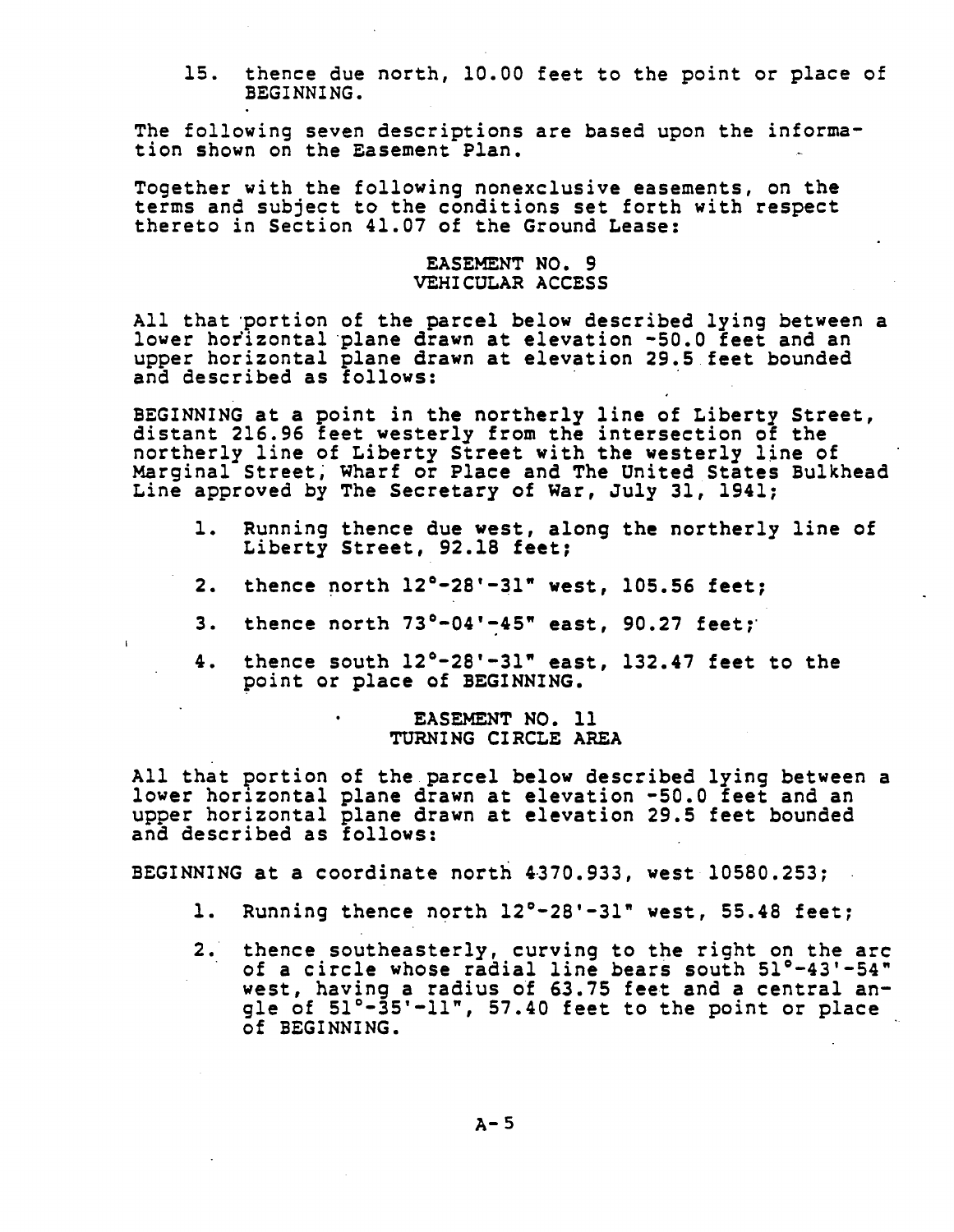15. thence due north, 10.00 feet to the point or place of BEGINNING.

The following seven descriptions are based upon the information shown on the Easement Plan.

Together with the following nonexclusive easements, on the terms and subject to the conditions set forth with respect thereto in Section 41.07 of the Ground Lease:

### EASEMENT NO. 9
### VEHICULAR ACCESS

All that portion of the parcel below described lying between a lower horizontal plane drawn at elevation -50.0 feet and an upper horizontal plane drawn at elevation 29.5 feet bounded and described as follows:

BEGINNING at a point in the northerly line of Liberty Street, distant 216.96 feet westerly from the intersection of the northerly line of Liberty Street with the westerly line of Marginal Street, Wharf or Place and The United States Bulkhead Line approved by The Secretary of War, July 31, 1941;

1. Running thence due west, along the northerly line of Liberty Street, 92.18 feet;
2. thence north 12°-28'-31" west, 105.56 feet;
3. thence north 73°-04'-45" east, 90.27 feet;
4. thence south 12°-28'-31" east, 132.47 feet to the point or place of BEGINNING.

### EASEMENT NO. 11
### TURNING CIRCLE AREA

All that portion of the parcel below described lying between a lower horizontal plane drawn at elevation -50.0 feet and an upper horizontal plane drawn at elevation 29.5 feet bounded and described as follows:

BEGINNING at a coordinate north 4370.933, west 10580.253;

1. Running thence north 12°-28'-31" west, 55.48 feet;
2. thence southeasterly, curving to the right on the arc of a circle whose radial line bears south 51°-43'-54" west, having a radius of 63.75 feet and a central angle of 51°-35'-11", 57.40 feet to the point or place of BEGINNING.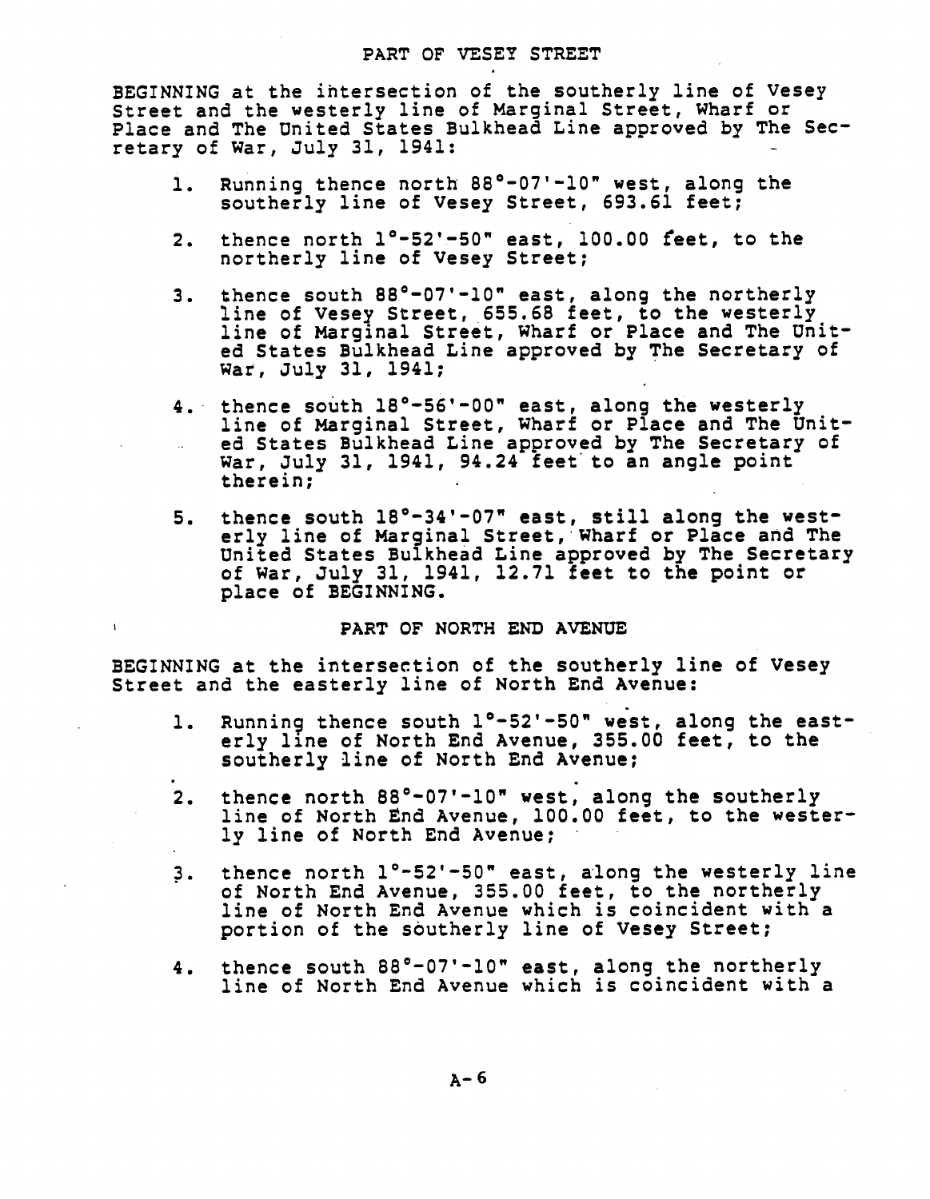## PART OF VESEY STREET

BEGINNING at the intersection of the southerly line of Vesey Street and the westerly line of Marginal Street, Wharf or Place and The United States Bulkhead Line approved by The Secretary of War, July 31, 1941:

1. Running thence north 88°-07'-10" west, along the southerly line of Vesey Street, 693.61 feet;
2. thence north 1°-52'-50" east, 100.00 feet, to the northerly line of Vesey Street;
3. thence south 88°-07'-10" east, along the northerly line of Vesey Street, 655.68 feet, to the westerly line of Marginal Street, Wharf or Place and The United States Bulkhead Line approved by The Secretary of War, July 31, 1941;
4. thence south 18°-56'-00" east, along the westerly line of Marginal Street, Wharf or Place and The United States Bulkhead Line approved by The Secretary of War, July 31, 1941, 94.24 feet to an angle point therein;
5. thence south 18°-34'-07" east, still along the westerly line of Marginal Street, Wharf or Place and The United States Bulkhead Line approved by The Secretary of War, July 31, 1941, 12.71 feet to the point or place of BEGINNING.

## PART OF NORTH END AVENUE

BEGINNING at the intersection of the southerly line of Vesey Street and the easterly line of North End Avenue:

1. Running thence south 1°-52'-50" west, along the easterly line of North End Avenue, 355.00 feet, to the southerly line of North End Avenue;
2. thence north 88°-07'-10" west, along the southerly line of North End Avenue, 100.00 feet, to the westerly line of North End Avenue;
3. thence north 1°-52'-50" east, along the westerly line of North End Avenue, 355.00 feet, to the northerly line of North End Avenue which is coincident with a portion of the southerly line of Vesey Street;
4. thence south 88°-07'-10" east, along the northerly line of North End Avenue which is coincident with a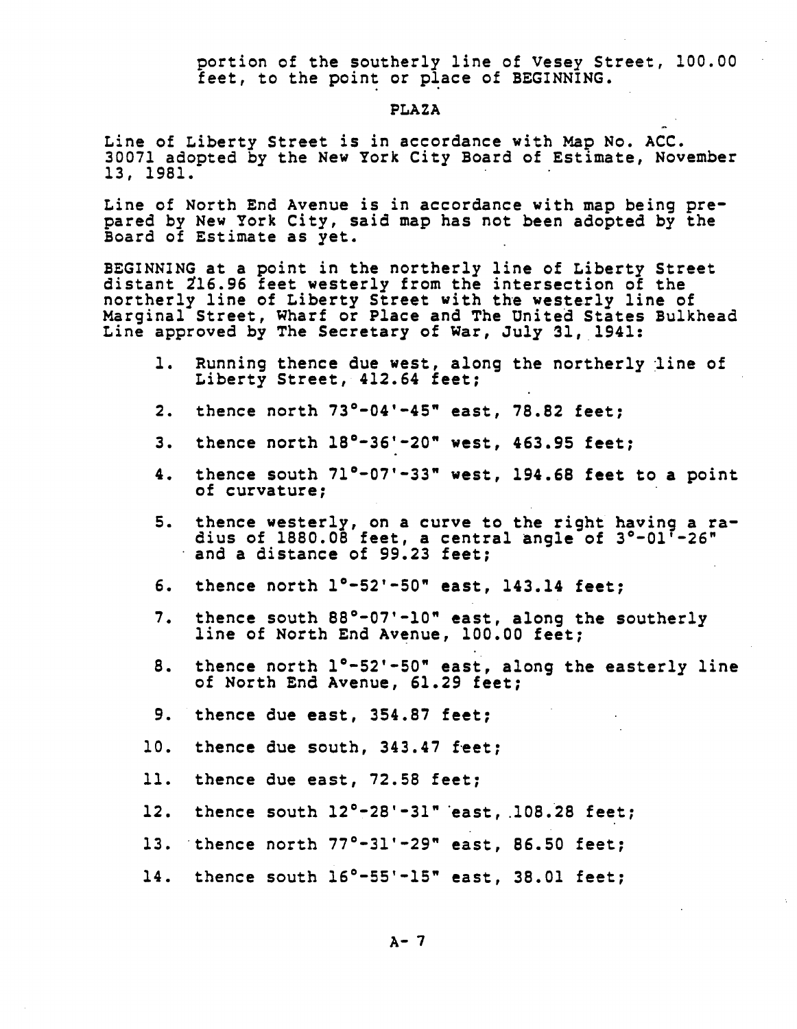portion of the southerly line of Vesey Street, 100.00 feet, to the point or place of BEGINNING.

## PLAZA

Line of Liberty Street is in accordance with Map No. ACC. 30071 adopted by the New York City Board of Estimate, November 13, 1981.

Line of North End Avenue is in accordance with map being prepared by New York City, said map has not been adopted by the Board of Estimate as yet.

BEGINNING at a point in the northerly line of Liberty Street distant 216.96 feet westerly from the intersection of the northerly line of Liberty Street with the westerly line of Marginal Street, Wharf or Place and The United States Bulkhead Line approved by The Secretary of War, July 31, 1941:

1. Running thence due west, along the northerly line of Liberty Street, 412.64 feet;
2. thence north 73°-04'-45" east, 78.82 feet;
3. thence north 18°-36'-20" west, 463.95 feet;
4. thence south 71°-07'-33" west, 194.68 feet to a point of curvature;
5. thence westerly, on a curve to the right having a radius of 1880.08 feet, a central angle of 3°-01'-26" and a distance of 99.23 feet;
6. thence north 1°-52'-50" east, 143.14 feet;
7. thence south 88°-07'-10" east, along the southerly line of North End Avenue, 100.00 feet;
8. thence north 1°-52'-50" east, along the easterly line of North End Avenue, 61.29 feet;
9. thence due east, 354.87 feet;
10. thence due south, 343.47 feet;
11. thence due east, 72.58 feet;
12. thence south 12°-28'-31" east, 108.28 feet;
13. thence north 77°-31'-29" east, 86.50 feet;
14. thence south 16°-55'-15" east, 38.01 feet;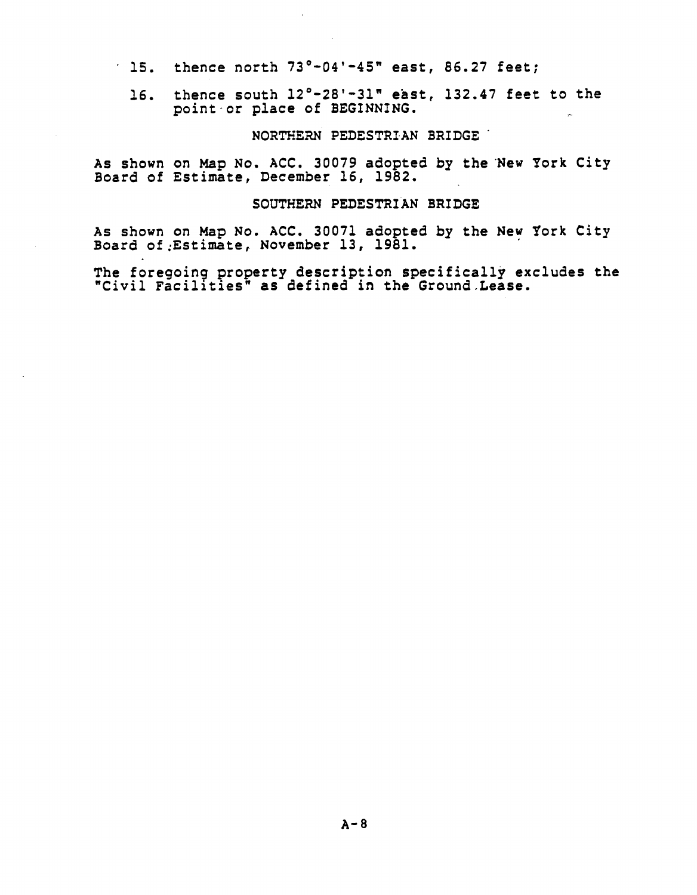15. thence north 73°-04'-45" east, 86.27 feet;

16. thence south 12°-28'-31" east, 132.47 feet to the point or place of BEGINNING.

NORTHERN PEDESTRIAN BRIDGE

As shown on Map No. ACC. 30079 adopted by the New York City Board of Estimate, December 16, 1982.

SOUTHERN PEDESTRIAN BRIDGE

As shown on Map No. ACC. 30071 adopted by the New York City Board of Estimate, November 13, 1981.

The foregoing property description specifically excludes the "Civil Facilities" as defined in the Ground Lease.